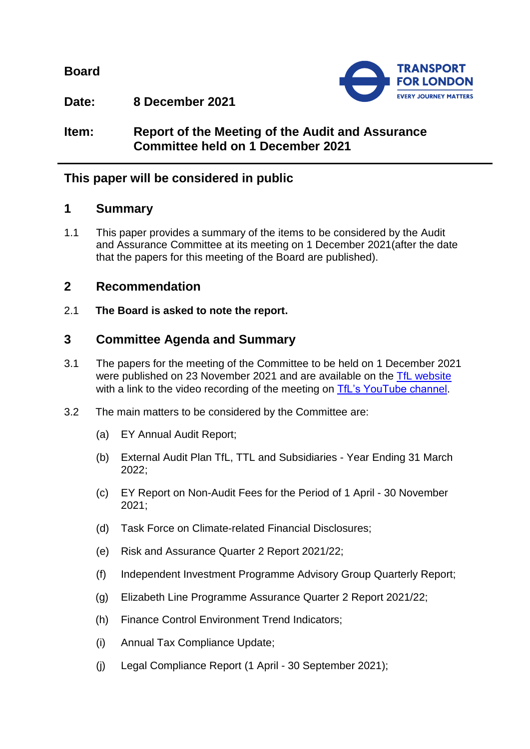**Board**

**Date:** **8 December 2021**

**Item:** **Report of the Meeting of the Audit and Assurance Committee held on 1 December 2021**

---

## This paper will be considered in public

## 1 Summary

1.1 This paper provides a summary of the items to be considered by the Audit and Assurance Committee at its meeting on 1 December 2021(after the date that the papers for this meeting of the Board are published).

## 2 Recommendation

2.1 **The Board is asked to note the report.**

## 3 Committee Agenda and Summary

3.1 The papers for the meeting of the Committee to be held on 1 December 2021 were published on 23 November 2021 and are available on the TfL website with a link to the video recording of the meeting on TfL's YouTube channel.

3.2 The main matters to be considered by the Committee are:

(a) EY Annual Audit Report;

(b) External Audit Plan TfL, TTL and Subsidiaries - Year Ending 31 March 2022;

(c) EY Report on Non-Audit Fees for the Period of 1 April - 30 November 2021;

(d) Task Force on Climate-related Financial Disclosures;

(e) Risk and Assurance Quarter 2 Report 2021/22;

(f) Independent Investment Programme Advisory Group Quarterly Report;

(g) Elizabeth Line Programme Assurance Quarter 2 Report 2021/22;

(h) Finance Control Environment Trend Indicators;

(i) Annual Tax Compliance Update;

(j) Legal Compliance Report (1 April - 30 September 2021);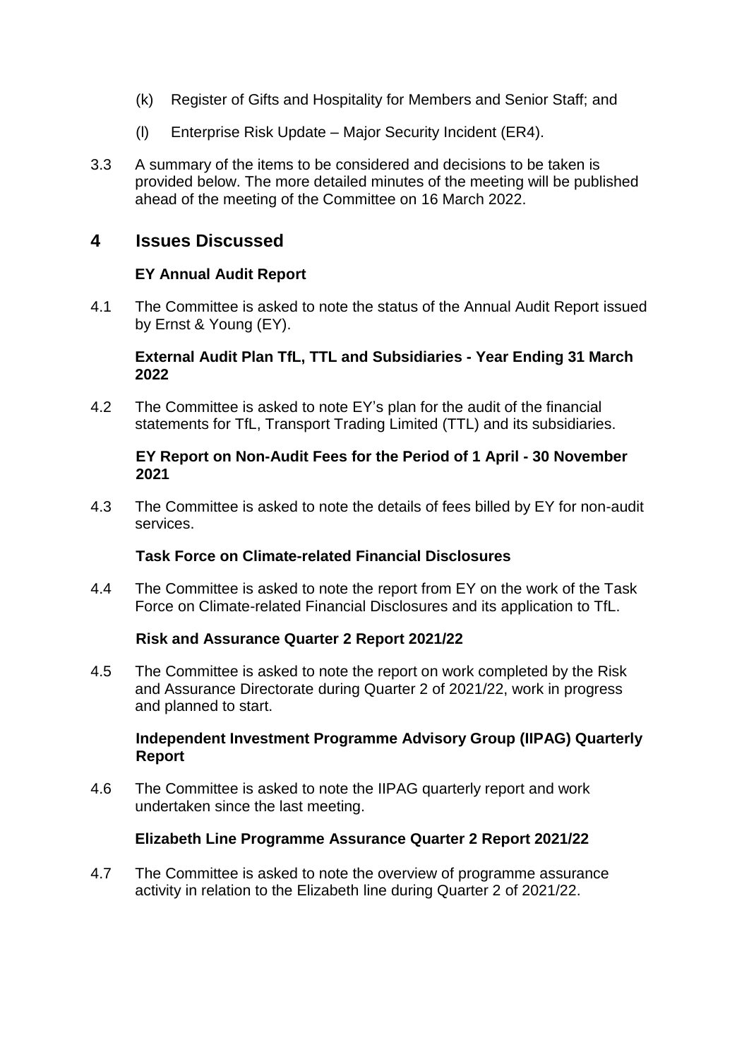(k) Register of Gifts and Hospitality for Members and Senior Staff; and

(l) Enterprise Risk Update – Major Security Incident (ER4).

3.3 A summary of the items to be considered and decisions to be taken is provided below. The more detailed minutes of the meeting will be published ahead of the meeting of the Committee on 16 March 2022.

## 4 Issues Discussed

**EY Annual Audit Report**

4.1 The Committee is asked to note the status of the Annual Audit Report issued by Ernst & Young (EY).

**External Audit Plan TfL, TTL and Subsidiaries - Year Ending 31 March 2022**

4.2 The Committee is asked to note EY's plan for the audit of the financial statements for TfL, Transport Trading Limited (TTL) and its subsidiaries.

**EY Report on Non-Audit Fees for the Period of 1 April - 30 November 2021**

4.3 The Committee is asked to note the details of fees billed by EY for non-audit services.

**Task Force on Climate-related Financial Disclosures**

4.4 The Committee is asked to note the report from EY on the work of the Task Force on Climate-related Financial Disclosures and its application to TfL.

**Risk and Assurance Quarter 2 Report 2021/22**

4.5 The Committee is asked to note the report on work completed by the Risk and Assurance Directorate during Quarter 2 of 2021/22, work in progress and planned to start.

**Independent Investment Programme Advisory Group (IIPAG) Quarterly Report**

4.6 The Committee is asked to note the IIPAG quarterly report and work undertaken since the last meeting.

**Elizabeth Line Programme Assurance Quarter 2 Report 2021/22**

4.7 The Committee is asked to note the overview of programme assurance activity in relation to the Elizabeth line during Quarter 2 of 2021/22.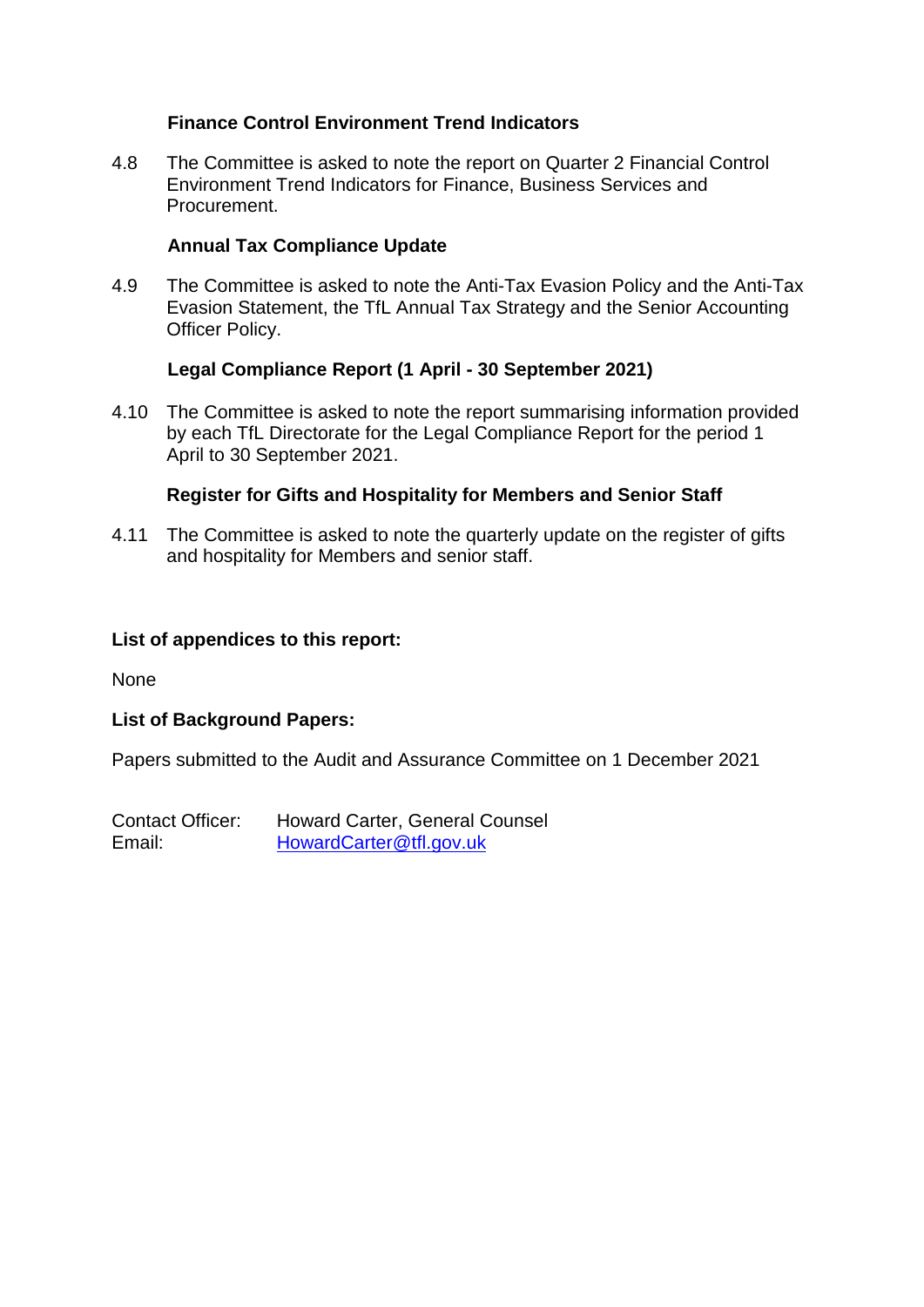**Finance Control Environment Trend Indicators**

4.8 The Committee is asked to note the report on Quarter 2 Financial Control Environment Trend Indicators for Finance, Business Services and Procurement.

**Annual Tax Compliance Update**

4.9 The Committee is asked to note the Anti-Tax Evasion Policy and the Anti-Tax Evasion Statement, the TfL Annual Tax Strategy and the Senior Accounting Officer Policy.

**Legal Compliance Report (1 April - 30 September 2021)**

4.10 The Committee is asked to note the report summarising information provided by each TfL Directorate for the Legal Compliance Report for the period 1 April to 30 September 2021.

**Register for Gifts and Hospitality for Members and Senior Staff**

4.11 The Committee is asked to note the quarterly update on the register of gifts and hospitality for Members and senior staff.

**List of appendices to this report:**

None

**List of Background Papers:**

Papers submitted to the Audit and Assurance Committee on 1 December 2021

Contact Officer: Howard Carter, General Counsel
Email: HowardCarter@tfl.gov.uk